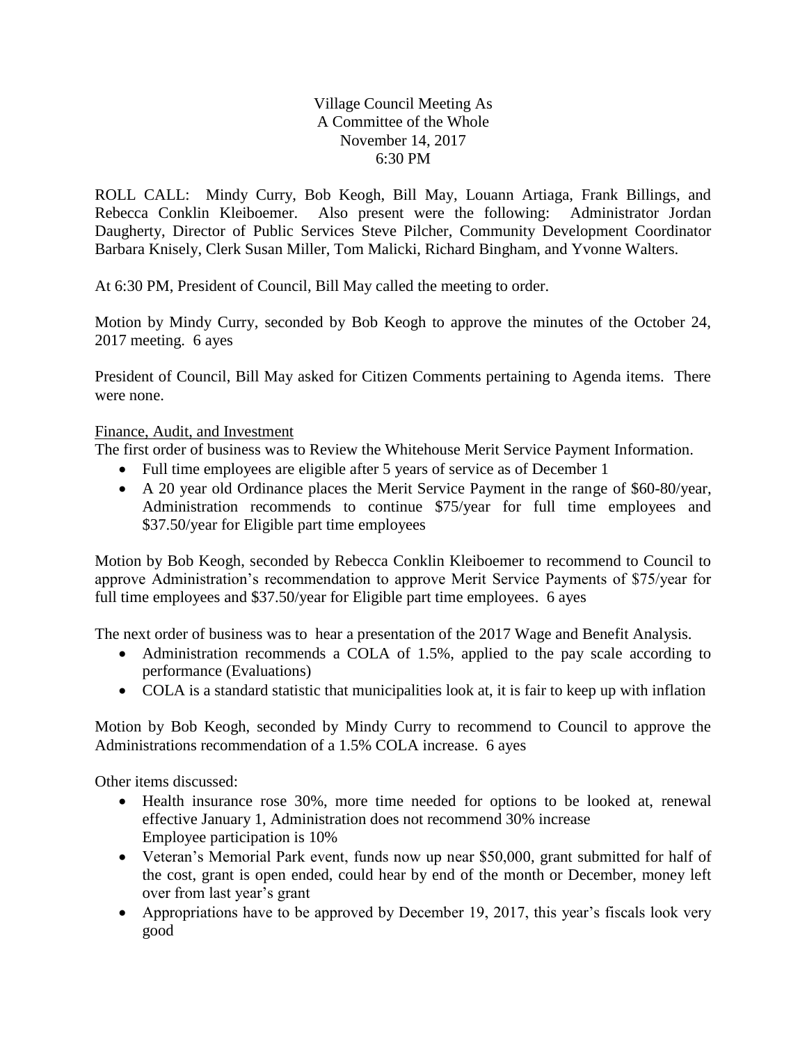Village Council Meeting As
A Committee of the Whole
November 14, 2017
6:30 PM

ROLL CALL: Mindy Curry, Bob Keogh, Bill May, Louann Artiaga, Frank Billings, and Rebecca Conklin Kleiboemer. Also present were the following: Administrator Jordan Daugherty, Director of Public Services Steve Pilcher, Community Development Coordinator Barbara Knisely, Clerk Susan Miller, Tom Malicki, Richard Bingham, and Yvonne Walters.

At 6:30 PM, President of Council, Bill May called the meeting to order.

Motion by Mindy Curry, seconded by Bob Keogh to approve the minutes of the October 24, 2017 meeting. 6 ayes

President of Council, Bill May asked for Citizen Comments pertaining to Agenda items. There were none.

Finance, Audit, and Investment

The first order of business was to Review the Whitehouse Merit Service Payment Information.

- Full time employees are eligible after 5 years of service as of December 1
- A 20 year old Ordinance places the Merit Service Payment in the range of $60-80/year, Administration recommends to continue $75/year for full time employees and $37.50/year for Eligible part time employees

Motion by Bob Keogh, seconded by Rebecca Conklin Kleiboemer to recommend to Council to approve Administration's recommendation to approve Merit Service Payments of $75/year for full time employees and $37.50/year for Eligible part time employees. 6 ayes

The next order of business was to hear a presentation of the 2017 Wage and Benefit Analysis.

- Administration recommends a COLA of 1.5%, applied to the pay scale according to performance (Evaluations)
- COLA is a standard statistic that municipalities look at, it is fair to keep up with inflation

Motion by Bob Keogh, seconded by Mindy Curry to recommend to Council to approve the Administrations recommendation of a 1.5% COLA increase. 6 ayes

Other items discussed:

- Health insurance rose 30%, more time needed for options to be looked at, renewal effective January 1, Administration does not recommend 30% increase
  Employee participation is 10%
- Veteran's Memorial Park event, funds now up near $50,000, grant submitted for half of the cost, grant is open ended, could hear by end of the month or December, money left over from last year's grant
- Appropriations have to be approved by December 19, 2017, this year's fiscals look very good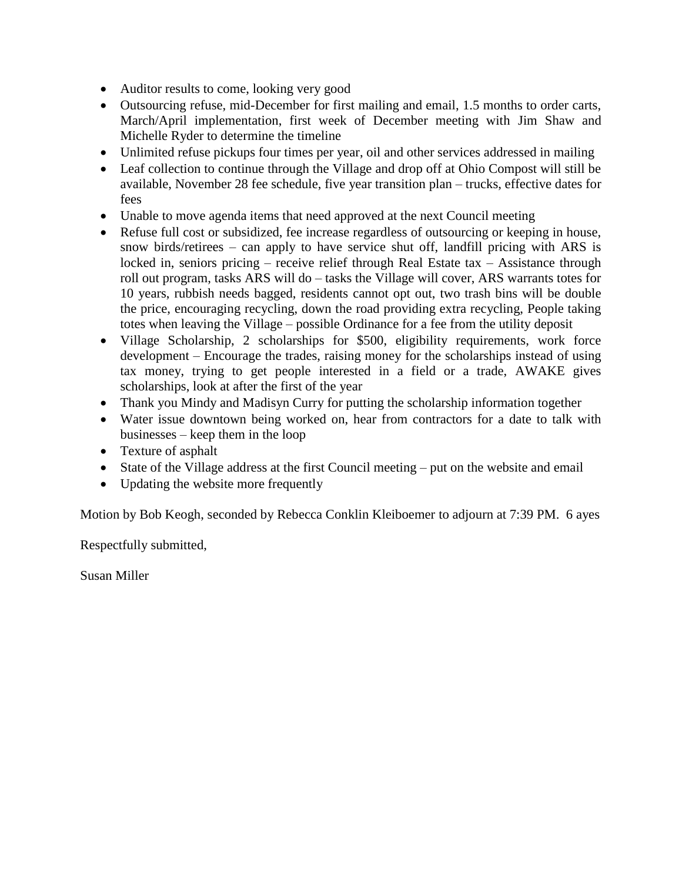- Auditor results to come, looking very good
- Outsourcing refuse, mid-December for first mailing and email, 1.5 months to order carts, March/April implementation, first week of December meeting with Jim Shaw and Michelle Ryder to determine the timeline
- Unlimited refuse pickups four times per year, oil and other services addressed in mailing
- Leaf collection to continue through the Village and drop off at Ohio Compost will still be available, November 28 fee schedule, five year transition plan – trucks, effective dates for fees
- Unable to move agenda items that need approved at the next Council meeting
- Refuse full cost or subsidized, fee increase regardless of outsourcing or keeping in house, snow birds/retirees – can apply to have service shut off, landfill pricing with ARS is locked in, seniors pricing – receive relief through Real Estate tax – Assistance through roll out program, tasks ARS will do – tasks the Village will cover, ARS warrants totes for 10 years, rubbish needs bagged, residents cannot opt out, two trash bins will be double the price, encouraging recycling, down the road providing extra recycling, People taking totes when leaving the Village – possible Ordinance for a fee from the utility deposit
- Village Scholarship, 2 scholarships for $500, eligibility requirements, work force development – Encourage the trades, raising money for the scholarships instead of using tax money, trying to get people interested in a field or a trade, AWAKE gives scholarships, look at after the first of the year
- Thank you Mindy and Madisyn Curry for putting the scholarship information together
- Water issue downtown being worked on, hear from contractors for a date to talk with businesses – keep them in the loop
- Texture of asphalt
- State of the Village address at the first Council meeting – put on the website and email
- Updating the website more frequently

Motion by Bob Keogh, seconded by Rebecca Conklin Kleiboemer to adjourn at 7:39 PM. 6 ayes

Respectfully submitted,

Susan Miller